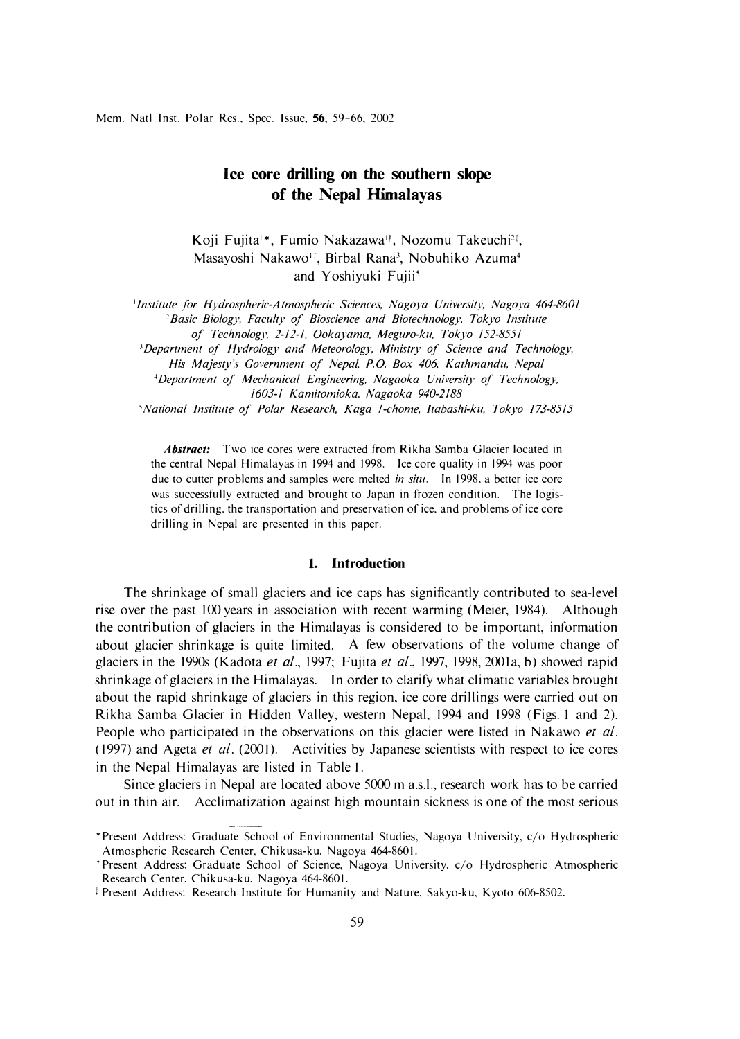# Ice core drilling on the southern slope of the Nepal Himalayas

Koji Fujita[1]*, Fumio Nakazawa[1†], Nozomu Takeuchi[2‡], Masayoshi Nakawo[1‡], Birbal Rana[3], Nobuhiko Azuma[4] and Yoshiyuki Fujii[5]

[1] *Institute for Hydrospheric-Atmospheric Sciences, Nagoya University, Nagoya 464-8601*

[2] *Basic Biology, Faculty of Bioscience and Biotechnology, Tokyo Institute of Technology, 2-12-1, Ookayama, Meguro-ku, Tokyo 152-8551*

[3] *Department of Hydrology and Meteorology, Ministry of Science and Technology, His Majesty's Government of Nepal, P.O. Box 406, Kathmandu, Nepal*

[4] *Department of Mechanical Engineering, Nagaoka University of Technology, 1603-1 Kamitomioka, Nagaoka 940-2188*

[5] *National Institute of Polar Research, Kaga 1-chome, Itabashi-ku, Tokyo 173-8515*

***Abstract:*** Two ice cores were extracted from Rikha Samba Glacier located in the central Nepal Himalayas in 1994 and 1998. Ice core quality in 1994 was poor due to cutter problems and samples were melted *in situ*. In 1998, a better ice core was successfully extracted and brought to Japan in frozen condition. The logistics of drilling, the transportation and preservation of ice, and problems of ice core drilling in Nepal are presented in this paper.

## 1. Introduction

The shrinkage of small glaciers and ice caps has significantly contributed to sea-level rise over the past 100 years in association with recent warming (Meier, 1984). Although the contribution of glaciers in the Himalayas is considered to be important, information about glacier shrinkage is quite limited. A few observations of the volume change of glaciers in the 1990s (Kadota *et al*., 1997; Fujita *et al*., 1997, 1998, 2001a, b) showed rapid shrinkage of glaciers in the Himalayas. In order to clarify what climatic variables brought about the rapid shrinkage of glaciers in this region, ice core drillings were carried out on Rikha Samba Glacier in Hidden Valley, western Nepal, 1994 and 1998 (Figs. 1 and 2). People who participated in the observations on this glacier were listed in Nakawo *et al*. (1997) and Ageta *et al*. (2001). Activities by Japanese scientists with respect to ice cores in the Nepal Himalayas are listed in Table 1.

Since glaciers in Nepal are located above 5000 m a.s.l., research work has to be carried out in thin air. Acclimatization against high mountain sickness is one of the most serious

*Present Address: Graduate School of Environmental Studies, Nagoya University, c/o Hydrospheric Atmospheric Research Center, Chikusa-ku, Nagoya 464-8601.

†Present Address: Graduate School of Science, Nagoya University, c/o Hydrospheric Atmospheric Research Center, Chikusa-ku, Nagoya 464-8601.

‡Present Address: Research Institute for Humanity and Nature, Sakyo-ku, Kyoto 606-8502.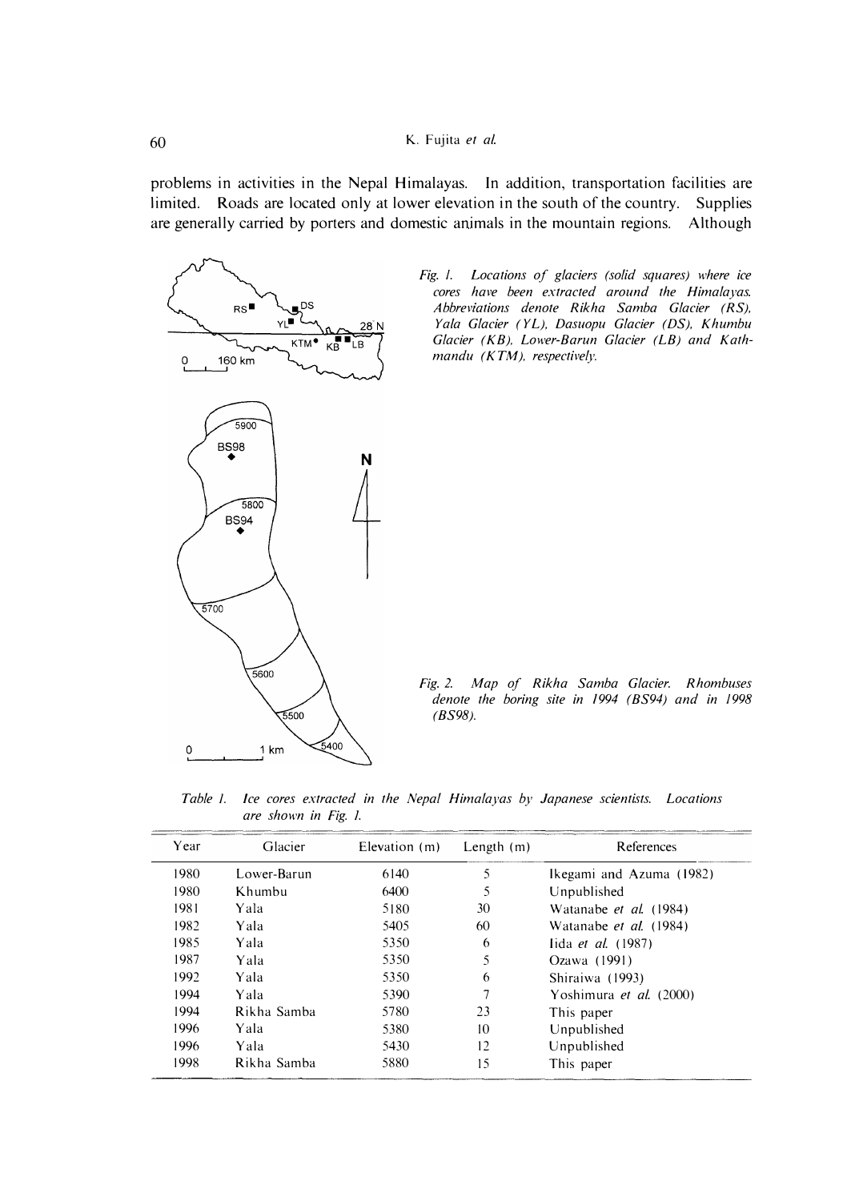problems in activities in the Nepal Himalayas. In addition, transportation facilities are limited. Roads are located only at lower elevation in the south of the country. Supplies are generally carried by porters and domestic animals in the mountain regions. Although

*Fig. 1. Locations of glaciers (solid squares) where ice cores have been extracted around the Himalayas. Abbreviations denote Rikha Samba Glacier (RS), Yala Glacier (YL), Dasuopu Glacier (DS), Khumbu Glacier (KB), Lower-Barun Glacier (LB) and Kathmandu (KTM), respectively.*

*Fig. 2. Map of Rikha Samba Glacier. Rhombuses denote the boring site in 1994 (BS94) and in 1998 (BS98).*

*Table 1. Ice cores extracted in the Nepal Himalayas by Japanese scientists. Locations are shown in Fig. 1.*

| Year | Glacier | Elevation (m) | Length (m) | References |
|---|---|---|---|---|
| 1980 | Lower-Barun | 6140 | 5 | Ikegami and Azuma (1982) |
| 1980 | Khumbu | 6400 | 5 | Unpublished |
| 1981 | Yala | 5180 | 30 | Watanabe *et al.* (1984) |
| 1982 | Yala | 5405 | 60 | Watanabe *et al.* (1984) |
| 1985 | Yala | 5350 | 6 | Iida *et al.* (1987) |
| 1987 | Yala | 5350 | 5 | Ozawa (1991) |
| 1992 | Yala | 5350 | 6 | Shiraiwa (1993) |
| 1994 | Yala | 5390 | 7 | Yoshimura *et al.* (2000) |
| 1994 | Rikha Samba | 5780 | 23 | This paper |
| 1996 | Yala | 5380 | 10 | Unpublished |
| 1996 | Yala | 5430 | 12 | Unpublished |
| 1998 | Rikha Samba | 5880 | 15 | This paper |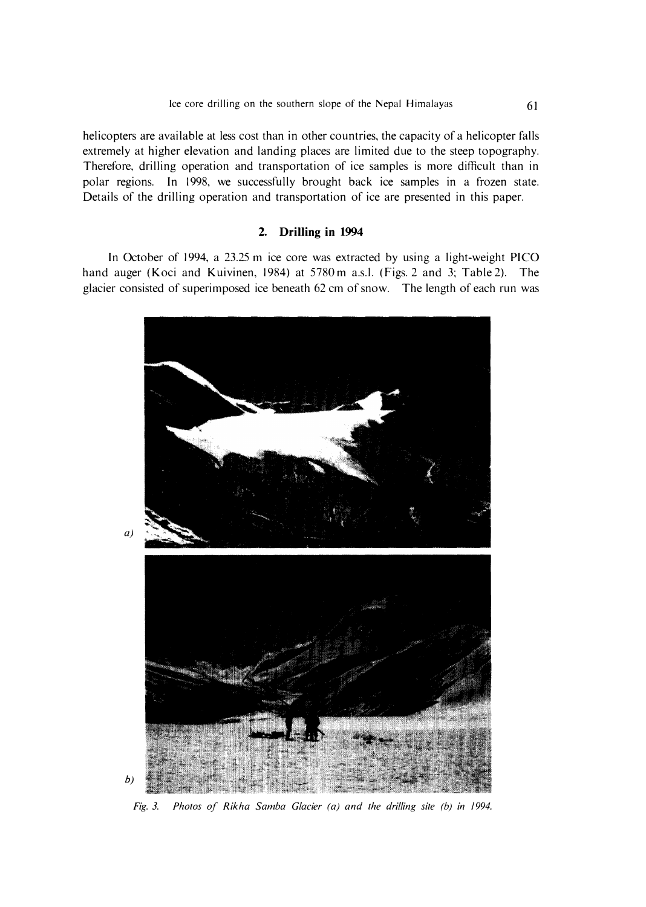helicopters are available at less cost than in other countries, the capacity of a helicopter falls extremely at higher elevation and landing places are limited due to the steep topography. Therefore, drilling operation and transportation of ice samples is more difficult than in polar regions. In 1998, we successfully brought back ice samples in a frozen state. Details of the drilling operation and transportation of ice are presented in this paper.

## 2. Drilling in 1994

In October of 1994, a 23.25 m ice core was extracted by using a light-weight PICO hand auger (Koci and Kuivinen, 1984) at 5780 m a.s.l. (Figs. 2 and 3; Table 2). The glacier consisted of superimposed ice beneath 62 cm of snow. The length of each run was

*Fig. 3. Photos of Rikha Samba Glacier (a) and the drilling site (b) in 1994.*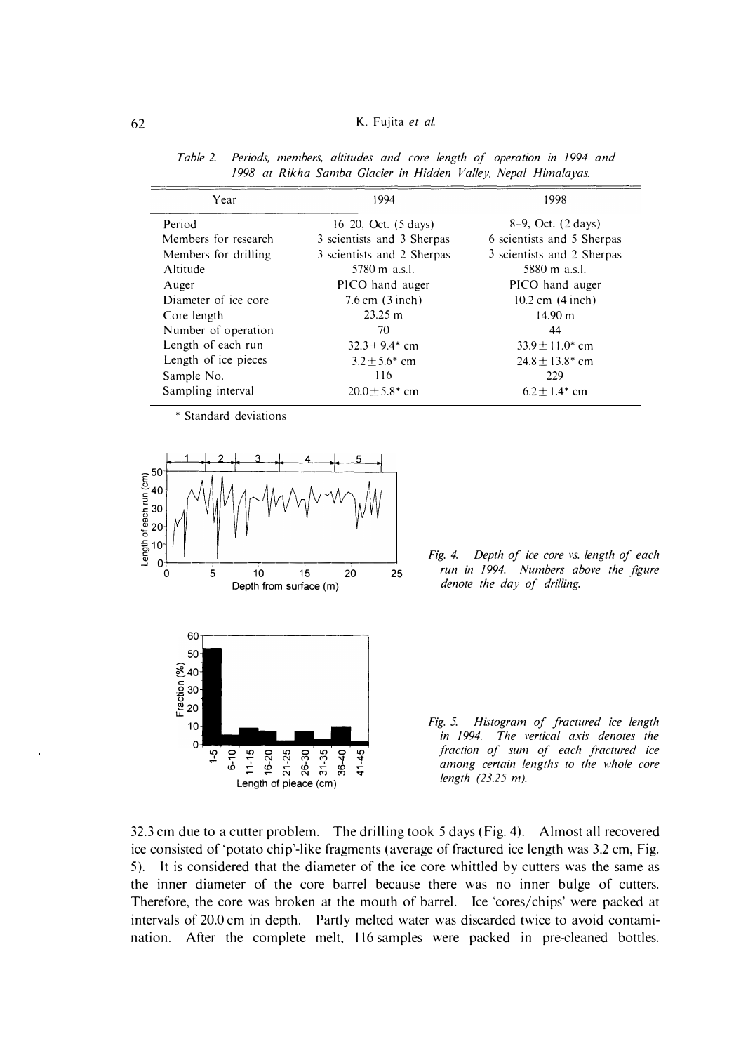*Table 2. Periods, members, altitudes and core length of operation in 1994 and 1998 at Rikha Samba Glacier in Hidden Valley, Nepal Himalayas.*

| Year | 1994 | 1998 |
|---|---|---|
| Period | 16–20, Oct. (5 days) | 8–9, Oct. (2 days) |
| Members for research | 3 scientists and 3 Sherpas | 6 scientists and 5 Sherpas |
| Members for drilling | 3 scientists and 2 Sherpas | 3 scientists and 2 Sherpas |
| Altitude | 5780 m a.s.l. | 5880 m a.s.l. |
| Auger | PICO hand auger | PICO hand auger |
| Diameter of ice core | 7.6 cm (3 inch) | 10.2 cm (4 inch) |
| Core length | 23.25 m | 14.90 m |
| Number of operation | 70 | 44 |
| Length of each run | 32.3±9.4* cm | 33.9±11.0* cm |
| Length of ice pieces | 3.2±5.6* cm | 24.8±13.8* cm |
| Sample No. | 116 | 229 |
| Sampling interval | 20.0±5.8* cm | 6.2±1.4* cm |

\* Standard deviations

*Fig. 4. Depth of ice core vs. length of each run in 1994. Numbers above the figure denote the day of drilling.*

*Fig. 5. Histogram of fractured ice length in 1994. The vertical axis denotes the fraction of sum of each fractured ice among certain lengths to the whole core length (23.25 m).*

32.3 cm due to a cutter problem. The drilling took 5 days (Fig. 4). Almost all recovered ice consisted of 'potato chip'-like fragments (average of fractured ice length was 3.2 cm, Fig. 5). It is considered that the diameter of the ice core whittled by cutters was the same as the inner diameter of the core barrel because there was no inner bulge of cutters. Therefore, the core was broken at the mouth of barrel. Ice 'cores/chips' were packed at intervals of 20.0 cm in depth. Partly melted water was discarded twice to avoid contamination. After the complete melt, 116 samples were packed in pre-cleaned bottles.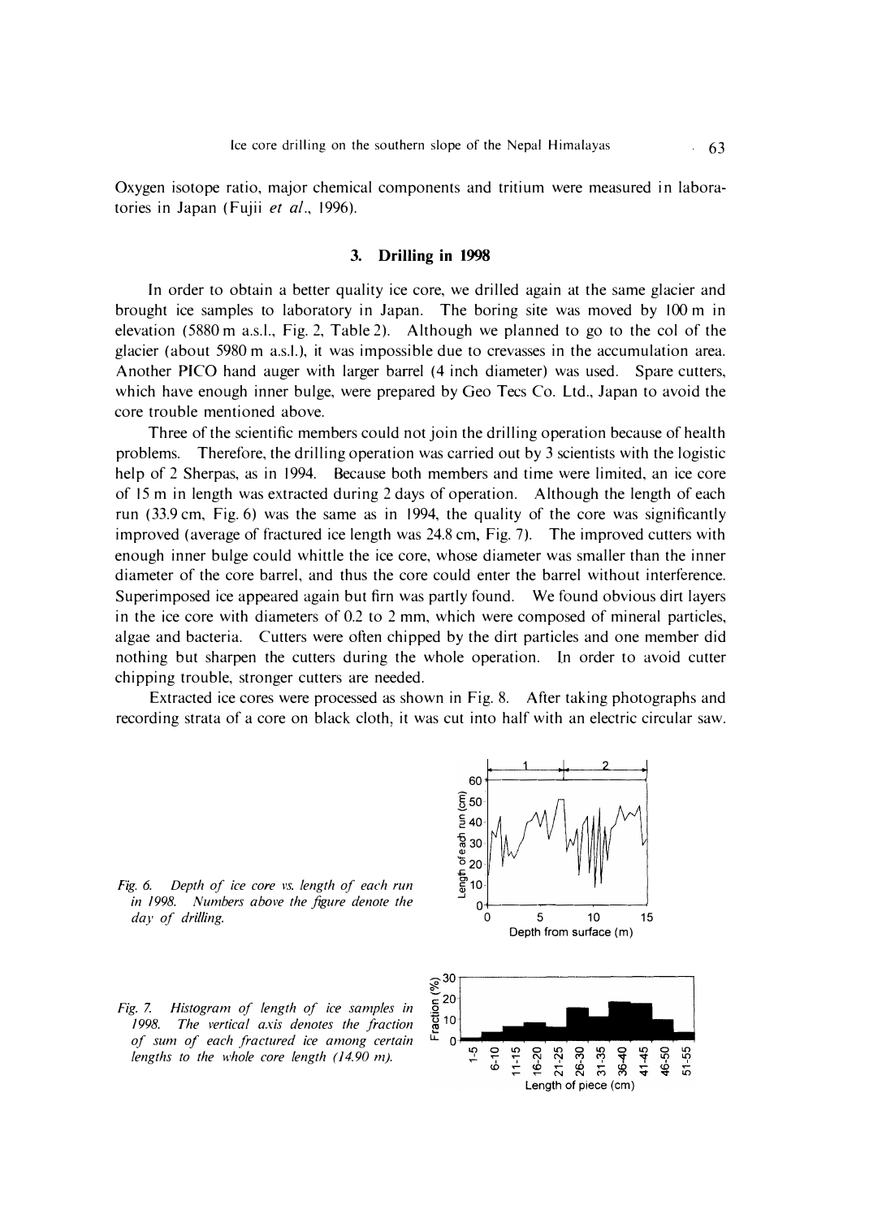Oxygen isotope ratio, major chemical components and tritium were measured in laboratories in Japan (Fujii *et al*., 1996).

## 3. Drilling in 1998

In order to obtain a better quality ice core, we drilled again at the same glacier and brought ice samples to laboratory in Japan. The boring site was moved by 100 m in elevation (5880 m a.s.l., Fig. 2, Table 2). Although we planned to go to the col of the glacier (about 5980 m a.s.l.), it was impossible due to crevasses in the accumulation area. Another PICO hand auger with larger barrel (4 inch diameter) was used. Spare cutters, which have enough inner bulge, were prepared by Geo Tecs Co. Ltd., Japan to avoid the core trouble mentioned above.

Three of the scientific members could not join the drilling operation because of health problems. Therefore, the drilling operation was carried out by 3 scientists with the logistic help of 2 Sherpas, as in 1994. Because both members and time were limited, an ice core of 15 m in length was extracted during 2 days of operation. Although the length of each run (33.9 cm, Fig. 6) was the same as in 1994, the quality of the core was significantly improved (average of fractured ice length was 24.8 cm, Fig. 7). The improved cutters with enough inner bulge could whittle the ice core, whose diameter was smaller than the inner diameter of the core barrel, and thus the core could enter the barrel without interference. Superimposed ice appeared again but firn was partly found. We found obvious dirt layers in the ice core with diameters of 0.2 to 2 mm, which were composed of mineral particles, algae and bacteria. Cutters were often chipped by the dirt particles and one member did nothing but sharpen the cutters during the whole operation. In order to avoid cutter chipping trouble, stronger cutters are needed.

Extracted ice cores were processed as shown in Fig. 8. After taking photographs and recording strata of a core on black cloth, it was cut into half with an electric circular saw.

*Fig. 6. Depth of ice core vs. length of each run in 1998. Numbers above the figure denote the day of drilling.*

*Fig. 7. Histogram of length of ice samples in 1998. The vertical axis denotes the fraction of sum of each fractured ice among certain lengths to the whole core length (14.90 m).*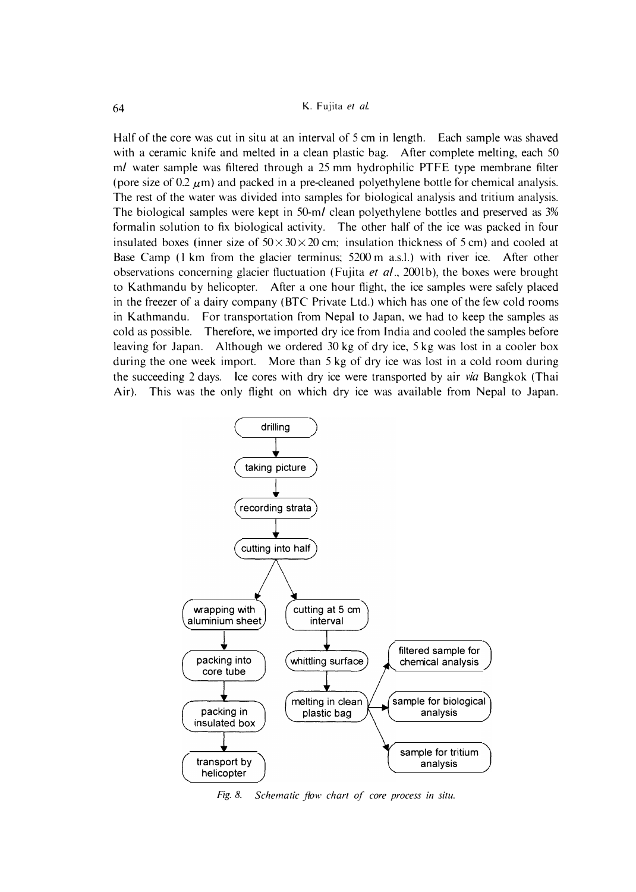Half of the core was cut in situ at an interval of 5 cm in length. Each sample was shaved with a ceramic knife and melted in a clean plastic bag. After complete melting, each 50 m*l* water sample was filtered through a 25 mm hydrophilic PTFE type membrane filter (pore size of 0.2 $\mu$m) and packed in a pre-cleaned polyethylene bottle for chemical analysis. The rest of the water was divided into samples for biological analysis and tritium analysis. The biological samples were kept in 50-m*l* clean polyethylene bottles and preserved as 3% formalin solution to fix biological activity. The other half of the ice was packed in four insulated boxes (inner size of $50 \times 30 \times 20$ cm; insulation thickness of 5 cm) and cooled at Base Camp (1 km from the glacier terminus; 5200 m a.s.l.) with river ice. After other observations concerning glacier fluctuation (Fujita *et al*., 2001b), the boxes were brought to Kathmandu by helicopter. After a one hour flight, the ice samples were safely placed in the freezer of a dairy company (BTC Private Ltd.) which has one of the few cold rooms in Kathmandu. For transportation from Nepal to Japan, we had to keep the samples as cold as possible. Therefore, we imported dry ice from India and cooled the samples before leaving for Japan. Although we ordered 30 kg of dry ice, 5 kg was lost in a cooler box during the one week import. More than 5 kg of dry ice was lost in a cold room during the succeeding 2 days. Ice cores with dry ice were transported by air *via* Bangkok (Thai Air). This was the only flight on which dry ice was available from Nepal to Japan.

drilling → taking picture → recording strata → cutting into half

- wrapping with aluminium sheet → packing into core tube → packing in insulated box → transport by helicopter
- cutting at 5 cm interval → whittling surface → melting in clean plastic bag → filtered sample for chemical analysis / sample for biological analysis / sample for tritium analysis

*Fig. 8. Schematic flow chart of core process in situ.*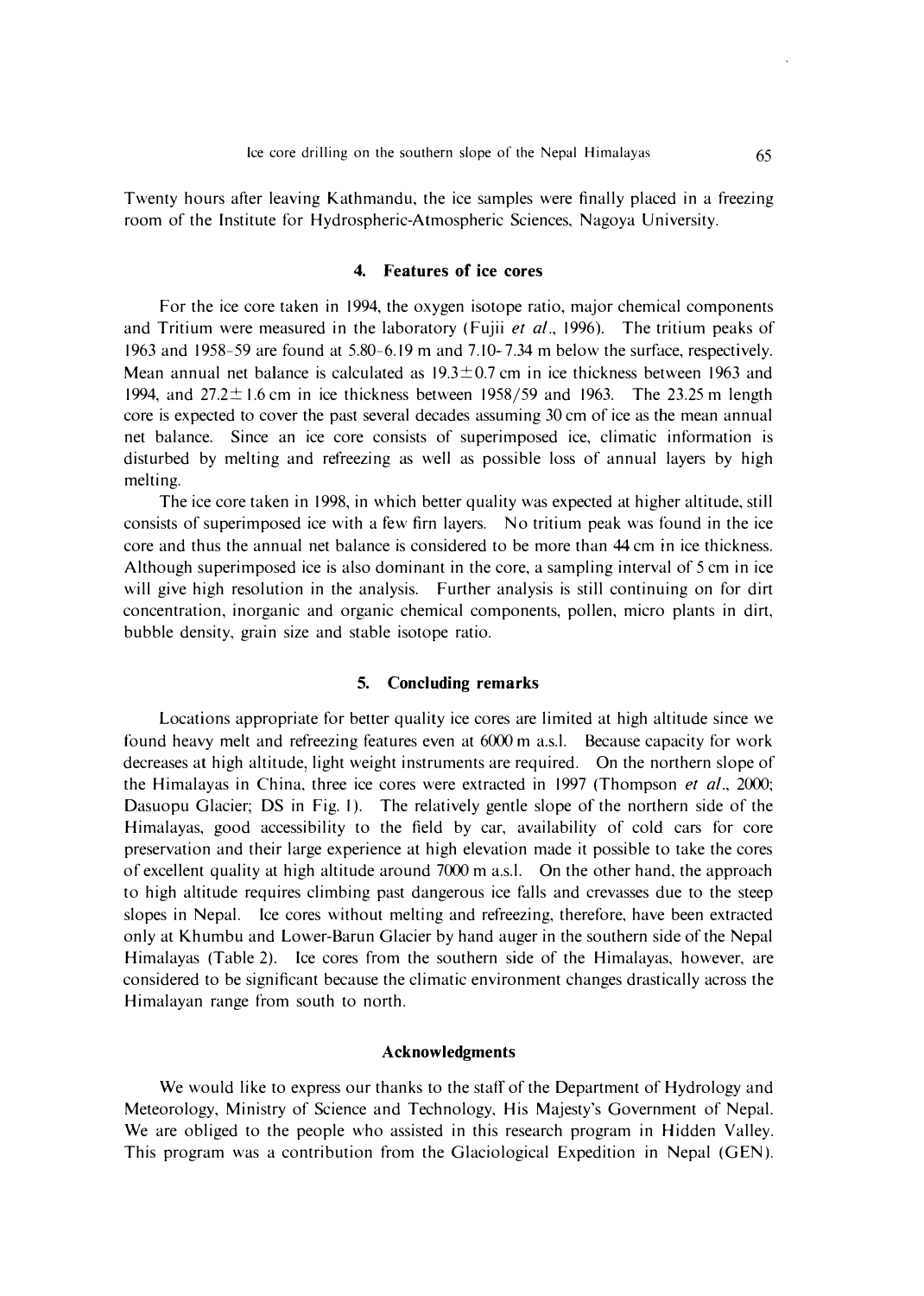Twenty hours after leaving Kathmandu, the ice samples were finally placed in a freezing room of the Institute for Hydrospheric-Atmospheric Sciences, Nagoya University.

## 4. Features of ice cores

For the ice core taken in 1994, the oxygen isotope ratio, major chemical components and Tritium were measured in the laboratory (Fujii *et al*., 1996). The tritium peaks of 1963 and 1958–59 are found at 5.80–6.19 m and 7.10–7.34 m below the surface, respectively. Mean annual net balance is calculated as $19.3 \pm 0.7$ cm in ice thickness between 1963 and 1994, and $27.2 \pm 1.6$ cm in ice thickness between 1958/59 and 1963. The 23.25 m length core is expected to cover the past several decades assuming 30 cm of ice as the mean annual net balance. Since an ice core consists of superimposed ice, climatic information is disturbed by melting and refreezing as well as possible loss of annual layers by high melting.

The ice core taken in 1998, in which better quality was expected at higher altitude, still consists of superimposed ice with a few firn layers. No tritium peak was found in the ice core and thus the annual net balance is considered to be more than 44 cm in ice thickness. Although superimposed ice is also dominant in the core, a sampling interval of 5 cm in ice will give high resolution in the analysis. Further analysis is still continuing on for dirt concentration, inorganic and organic chemical components, pollen, micro plants in dirt, bubble density, grain size and stable isotope ratio.

## 5. Concluding remarks

Locations appropriate for better quality ice cores are limited at high altitude since we found heavy melt and refreezing features even at 6000 m a.s.l. Because capacity for work decreases at high altitude, light weight instruments are required. On the northern slope of the Himalayas in China, three ice cores were extracted in 1997 (Thompson *et al*., 2000; Dasuopu Glacier; DS in Fig. 1). The relatively gentle slope of the northern side of the Himalayas, good accessibility to the field by car, availability of cold cars for core preservation and their large experience at high elevation made it possible to take the cores of excellent quality at high altitude around 7000 m a.s.l. On the other hand, the approach to high altitude requires climbing past dangerous ice falls and crevasses due to the steep slopes in Nepal. Ice cores without melting and refreezing, therefore, have been extracted only at Khumbu and Lower-Barun Glacier by hand auger in the southern side of the Nepal Himalayas (Table 2). Ice cores from the southern side of the Himalayas, however, are considered to be significant because the climatic environment changes drastically across the Himalayan range from south to north.

## Acknowledgments

We would like to express our thanks to the staff of the Department of Hydrology and Meteorology, Ministry of Science and Technology, His Majesty's Government of Nepal. We are obliged to the people who assisted in this research program in Hidden Valley. This program was a contribution from the Glaciological Expedition in Nepal (GEN).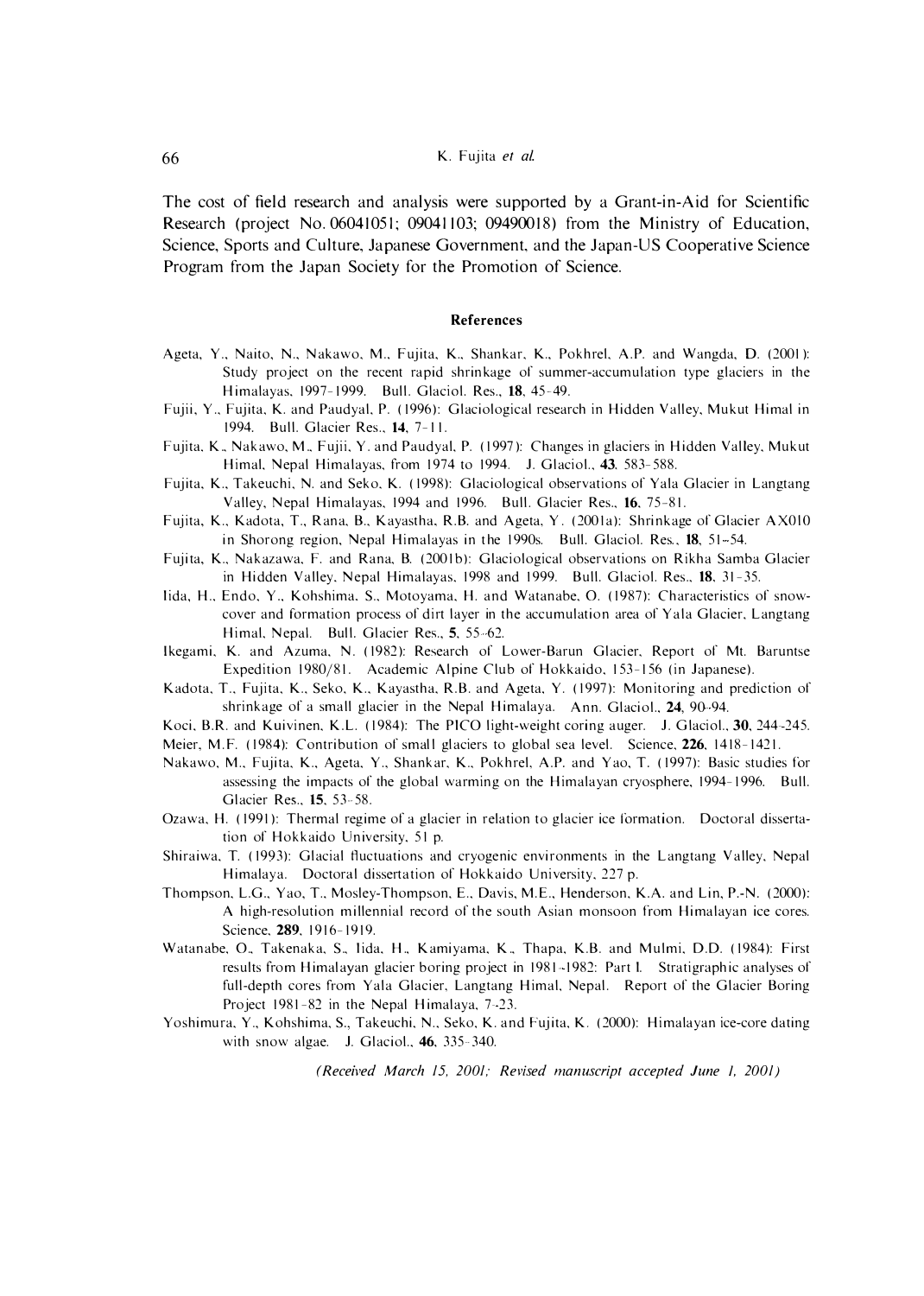The cost of field research and analysis were supported by a Grant-in-Aid for Scientific Research (project No. 06041051; 09041103; 09490018) from the Ministry of Education, Science, Sports and Culture, Japanese Government, and the Japan-US Cooperative Science Program from the Japan Society for the Promotion of Science.

## References

Ageta, Y., Naito, N., Nakawo, M., Fujita, K., Shankar, K., Pokhrel, A.P. and Wangda, D. (2001): Study project on the recent rapid shrinkage of summer-accumulation type glaciers in the Himalayas, 1997-1999. Bull. Glaciol. Res., **18**, 45-49.

Fujii, Y., Fujita, K. and Paudyal, P. (1996): Glaciological research in Hidden Valley, Mukut Himal in 1994. Bull. Glacier Res., **14**, 7-11.

Fujita, K., Nakawo, M., Fujii, Y. and Paudyal, P. (1997): Changes in glaciers in Hidden Valley, Mukut Himal, Nepal Himalayas, from 1974 to 1994. J. Glaciol., **43**, 583-588.

Fujita, K., Takeuchi, N. and Seko, K. (1998): Glaciological observations of Yala Glacier in Langtang Valley, Nepal Himalayas, 1994 and 1996. Bull. Glacier Res., **16**, 75-81.

Fujita, K., Kadota, T., Rana, B., Kayastha, R.B. and Ageta, Y. (2001a): Shrinkage of Glacier AX010 in Shorong region, Nepal Himalayas in the 1990s. Bull. Glaciol. Res., **18**, 51-54.

Fujita, K., Nakazawa, F. and Rana, B. (2001b): Glaciological observations on Rikha Samba Glacier in Hidden Valley, Nepal Himalayas, 1998 and 1999. Bull. Glaciol. Res., **18**, 31-35.

Iida, H., Endo, Y., Kohshima, S., Motoyama, H. and Watanabe, O. (1987): Characteristics of snow-cover and formation process of dirt layer in the accumulation area of Yala Glacier, Langtang Himal, Nepal. Bull. Glacier Res., **5**, 55-62.

Ikegami, K. and Azuma, N. (1982): Research of Lower-Barun Glacier, Report of Mt. Baruntse Expedition 1980/81. Academic Alpine Club of Hokkaido, 153-156 (in Japanese).

Kadota, T., Fujita, K., Seko, K., Kayastha, R.B. and Ageta, Y. (1997): Monitoring and prediction of shrinkage of a small glacier in the Nepal Himalaya. Ann. Glaciol., **24**, 90-94.

Koci, B.R. and Kuivinen, K.L. (1984): The PICO light-weight coring auger. J. Glaciol., **30**, 244-245.

Meier, M.F. (1984): Contribution of small glaciers to global sea level. Science, **226**, 1418-1421.

Nakawo, M., Fujita, K., Ageta, Y., Shankar, K., Pokhrel, A.P. and Yao, T. (1997): Basic studies for assessing the impacts of the global warming on the Himalayan cryosphere, 1994-1996. Bull. Glacier Res., **15**, 53-58.

Ozawa, H. (1991): Thermal regime of a glacier in relation to glacier ice formation. Doctoral dissertation of Hokkaido University, 51 p.

Shiraiwa, T. (1993): Glacial fluctuations and cryogenic environments in the Langtang Valley, Nepal Himalaya. Doctoral dissertation of Hokkaido University, 227 p.

Thompson, L.G., Yao, T., Mosley-Thompson, E., Davis, M.E., Henderson, K.A. and Lin, P.-N. (2000): A high-resolution millennial record of the south Asian monsoon from Himalayan ice cores. Science, **289**, 1916-1919.

Watanabe, O., Takenaka, S., Iida, H., Kamiyama, K., Thapa, K.B. and Mulmi, D.D. (1984): First results from Himalayan glacier boring project in 1981-1982: Part I. Stratigraphic analyses of full-depth cores from Yala Glacier, Langtang Himal, Nepal. Report of the Glacier Boring Project 1981-82 in the Nepal Himalaya, 7-23.

Yoshimura, Y., Kohshima, S., Takeuchi, N., Seko, K. and Fujita, K. (2000): Himalayan ice-core dating with snow algae. J. Glaciol., **46**, 335-340.

*(Received March 15, 2001; Revised manuscript accepted June 1, 2001)*